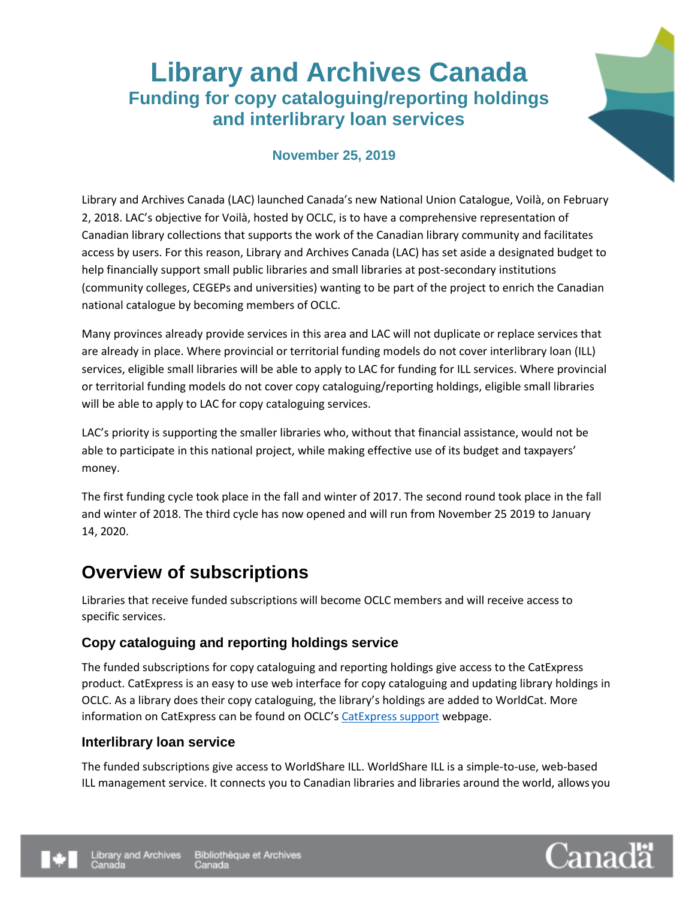# Library and Archives Canada

## Funding for copy cataloguing/reporting holdings and interlibrary loan services

### November 25, 2019

Library and Archives Canada (LAC) launched Canada's new National Union Catalogue, Voilà, on February 2, 2018. LAC's objective for Voilà, hosted by OCLC, is to have a comprehensive representation of Canadian library collections that supports the work of the Canadian library community and facilitates access by users. For this reason, Library and Archives Canada (LAC) has set aside a designated budget to help financially support small public libraries and small libraries at post-secondary institutions (community colleges, CEGEPs and universities) wanting to be part of the project to enrich the Canadian national catalogue by becoming members of OCLC.

Many provinces already provide services in this area and LAC will not duplicate or replace services that are already in place. Where provincial or territorial funding models do not cover interlibrary loan (ILL) services, eligible small libraries will be able to apply to LAC for funding for ILL services. Where provincial or territorial funding models do not cover copy cataloguing/reporting holdings, eligible small libraries will be able to apply to LAC for copy cataloguing services.

LAC's priority is supporting the smaller libraries who, without that financial assistance, would not be able to participate in this national project, while making effective use of its budget and taxpayers' money.

The first funding cycle took place in the fall and winter of 2017. The second round took place in the fall and winter of 2018. The third cycle has now opened and will run from November 25 2019 to January 14, 2020.

## Overview of subscriptions

Libraries that receive funded subscriptions will become OCLC members and will receive access to specific services.

### Copy cataloguing and reporting holdings service

The funded subscriptions for copy cataloguing and reporting holdings give access to the CatExpress product. CatExpress is an easy to use web interface for copy cataloguing and updating library holdings in OCLC. As a library does their copy cataloguing, the library's holdings are added to WorldCat. More information on CatExpress can be found on OCLC's CatExpress support webpage.

### Interlibrary loan service

The funded subscriptions give access to WorldShare ILL. WorldShare ILL is a simple-to-use, web-based ILL management service. It connects you to Canadian libraries and libraries around the world, allows you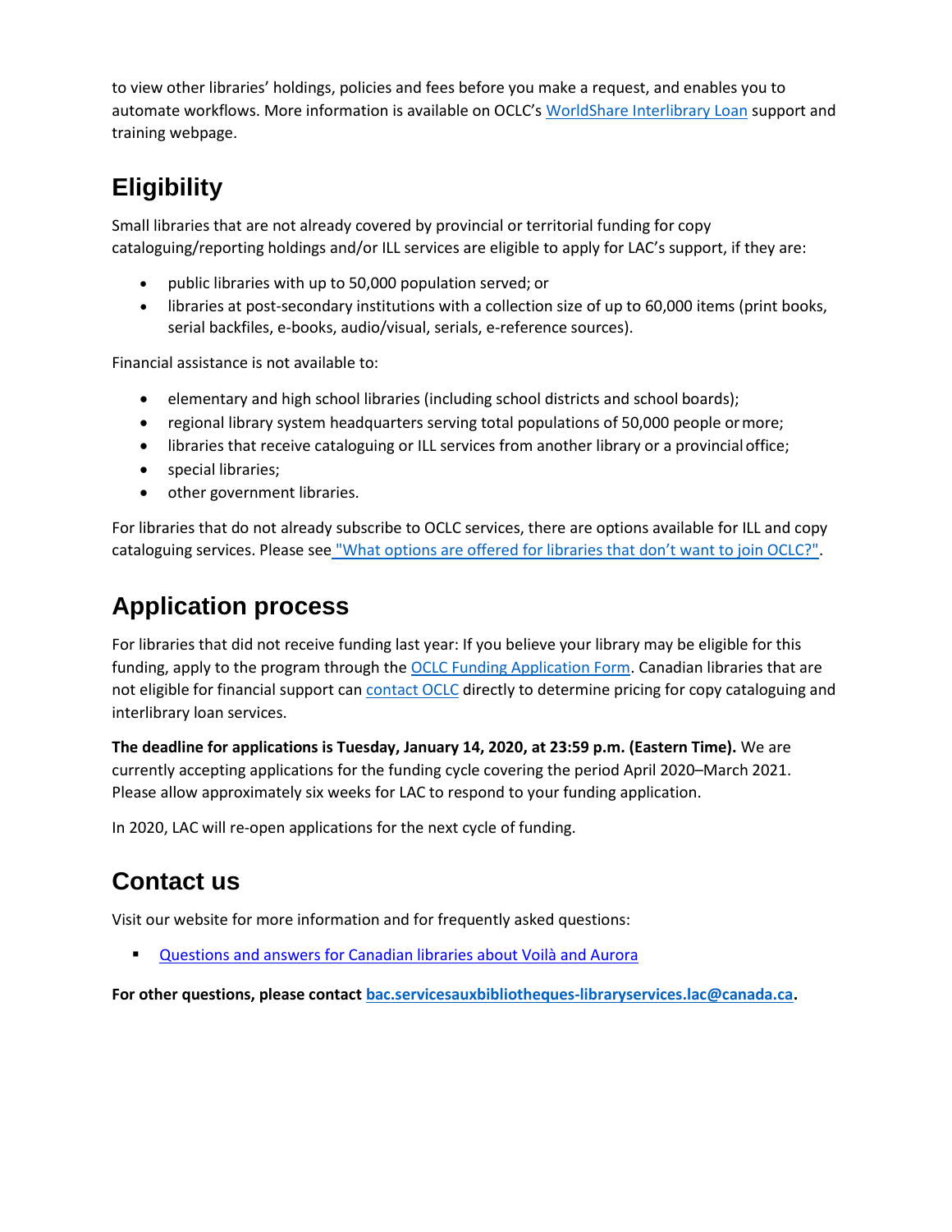to view other libraries' holdings, policies and fees before you make a request, and enables you to automate workflows. More information is available on OCLC's [WorldShare Interlibrary Loan](#) support and training webpage.

## Eligibility

Small libraries that are not already covered by provincial or territorial funding for copy cataloguing/reporting holdings and/or ILL services are eligible to apply for LAC's support, if they are:

- public libraries with up to 50,000 population served; or
- libraries at post-secondary institutions with a collection size of up to 60,000 items (print books, serial backfiles, e-books, audio/visual, serials, e-reference sources).

Financial assistance is not available to:

- elementary and high school libraries (including school districts and school boards);
- regional library system headquarters serving total populations of 50,000 people or more;
- libraries that receive cataloguing or ILL services from another library or a provincial office;
- special libraries;
- other government libraries.

For libraries that do not already subscribe to OCLC services, there are options available for ILL and copy cataloguing services. Please see ["What options are offered for libraries that don't want to join OCLC?"](#).

## Application process

For libraries that did not receive funding last year: If you believe your library may be eligible for this funding, apply to the program through the [OCLC Funding Application Form](#). Canadian libraries that are not eligible for financial support can [contact OCLC](#) directly to determine pricing for copy cataloguing and interlibrary loan services.

**The deadline for applications is Tuesday, January 14, 2020, at 23:59 p.m. (Eastern Time).** We are currently accepting applications for the funding cycle covering the period April 2020–March 2021. Please allow approximately six weeks for LAC to respond to your funding application.

In 2020, LAC will re-open applications for the next cycle of funding.

## Contact us

Visit our website for more information and for frequently asked questions:

- [Questions and answers for Canadian libraries about Voilà and Aurora](#)

**For other questions, please contact bac.servicesauxbibliotheques-libraryservices.lac@canada.ca.**